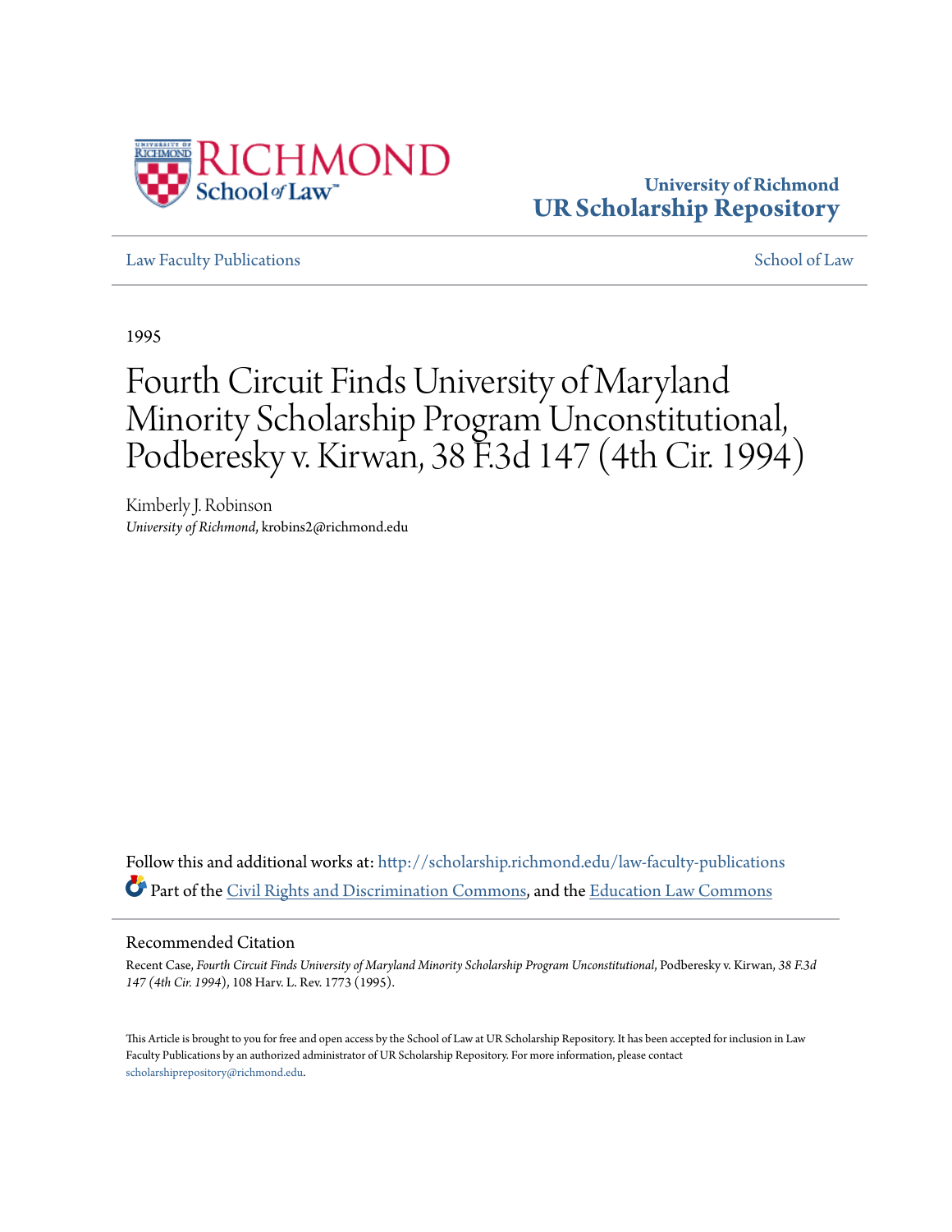University of Richmond
UR Scholarship Repository

Law Faculty Publications

School of Law

1995

# Fourth Circuit Finds University of Maryland Minority Scholarship Program Unconstitutional, Podberesky v. Kirwan, 38 F.3d 147 (4th Cir. 1994)

Kimberly J. Robinson
*University of Richmond*, krobins2@richmond.edu

Follow this and additional works at: http://scholarship.richmond.edu/law-faculty-publications
Part of the Civil Rights and Discrimination Commons, and the Education Law Commons

## Recommended Citation

Recent Case, *Fourth Circuit Finds University of Maryland Minority Scholarship Program Unconstitutional*, Podberesky v. Kirwan, *38 F.3d 147 (4th Cir. 1994)*, 108 Harv. L. Rev. 1773 (1995).

This Article is brought to you for free and open access by the School of Law at UR Scholarship Repository. It has been accepted for inclusion in Law Faculty Publications by an authorized administrator of UR Scholarship Repository. For more information, please contact scholarshiprepository@richmond.edu.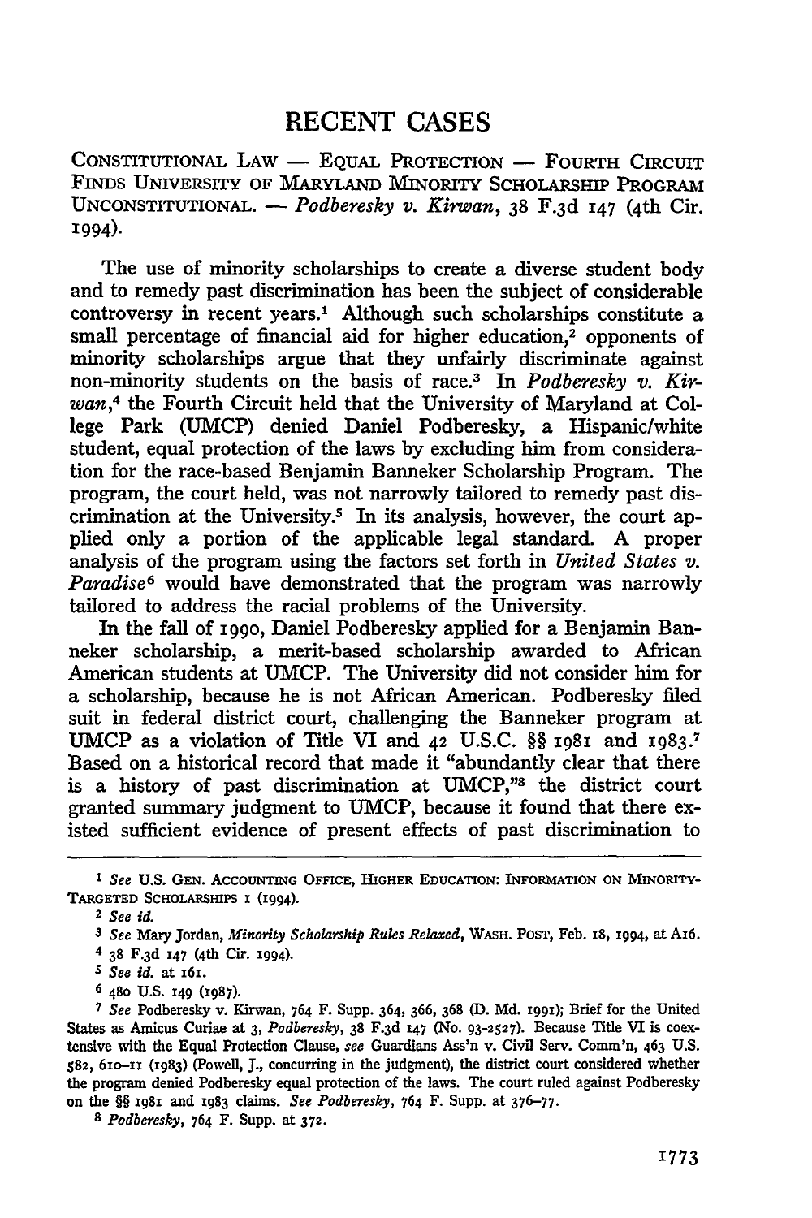# RECENT CASES

CONSTITUTIONAL LAW — EQUAL PROTECTION — FOURTH CIRCUIT FINDS UNIVERSITY OF MARYLAND MINORITY SCHOLARSHIP PROGRAM UNCONSTITUTIONAL. — *Podberesky v. Kirwan*, 38 F.3d 147 (4th Cir. 1994).

The use of minority scholarships to create a diverse student body and to remedy past discrimination has been the subject of considerable controversy in recent years.[1] Although such scholarships constitute a small percentage of financial aid for higher education,[2] opponents of minority scholarships argue that they unfairly discriminate against non-minority students on the basis of race.[3] In *Podberesky v. Kirwan*,[4] the Fourth Circuit held that the University of Maryland at College Park (UMCP) denied Daniel Podberesky, a Hispanic/white student, equal protection of the laws by excluding him from consideration for the race-based Benjamin Banneker Scholarship Program. The program, the court held, was not narrowly tailored to remedy past discrimination at the University.[5] In its analysis, however, the court applied only a portion of the applicable legal standard. A proper analysis of the program using the factors set forth in *United States v. Paradise*[6] would have demonstrated that the program was narrowly tailored to address the racial problems of the University.

In the fall of 1990, Daniel Podberesky applied for a Benjamin Banneker scholarship, a merit-based scholarship awarded to African American students at UMCP. The University did not consider him for a scholarship, because he is not African American. Podberesky filed suit in federal district court, challenging the Banneker program at UMCP as a violation of Title VI and 42 U.S.C. §§ 1981 and 1983.[7] Based on a historical record that made it "abundantly clear that there is a history of past discrimination at UMCP,"[8] the district court granted summary judgment to UMCP, because it found that there existed sufficient evidence of present effects of past discrimination to

---

[1] *See* U.S. GEN. ACCOUNTING OFFICE, HIGHER EDUCATION: INFORMATION ON MINORITY-TARGETED SCHOLARSHIPS 1 (1994).

[2] *See id.*

[3] *See* Mary Jordan, *Minority Scholarship Rules Relaxed*, WASH. POST, Feb. 18, 1994, at A16.

[4] 38 F.3d 147 (4th Cir. 1994).

[5] *See id.* at 161.

[6] 480 U.S. 149 (1987).

[7] *See* Podberesky v. Kirwan, 764 F. Supp. 364, 366, 368 (D. Md. 1991); Brief for the United States as Amicus Curiae at 3, *Podberesky*, 38 F.3d 147 (No. 93-2527). Because Title VI is coextensive with the Equal Protection Clause, *see* Guardians Ass'n v. Civil Serv. Comm'n, 463 U.S. 582, 610–11 (1983) (Powell, J., concurring in the judgment), the district court considered whether the program denied Podberesky equal protection of the laws. The court ruled against Podberesky on the §§ 1981 and 1983 claims. *See Podberesky*, 764 F. Supp. at 376–77.

[8] *Podberesky*, 764 F. Supp. at 372.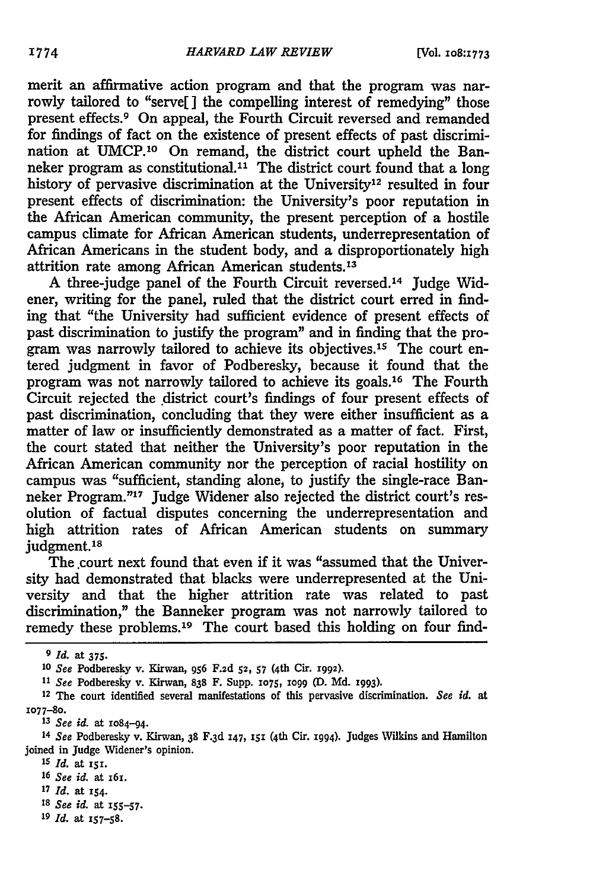merit an affirmative action program and that the program was narrowly tailored to "serve[] the compelling interest of remedying" those present effects.[9] On appeal, the Fourth Circuit reversed and remanded for findings of fact on the existence of present effects of past discrimination at UMCP.[10] On remand, the district court upheld the Banneker program as constitutional.[11] The district court found that a long history of pervasive discrimination at the University[12] resulted in four present effects of discrimination: the University's poor reputation in the African American community, the present perception of a hostile campus climate for African American students, underrepresentation of African Americans in the student body, and a disproportionately high attrition rate among African American students.[13]

A three-judge panel of the Fourth Circuit reversed.[14] Judge Widener, writing for the panel, ruled that the district court erred in finding that "the University had sufficient evidence of present effects of past discrimination to justify the program" and in finding that the program was narrowly tailored to achieve its objectives.[15] The court entered judgment in favor of Podberesky, because it found that the program was not narrowly tailored to achieve its goals.[16] The Fourth Circuit rejected the district court's findings of four present effects of past discrimination, concluding that they were either insufficient as a matter of law or insufficiently demonstrated as a matter of fact. First, the court stated that neither the University's poor reputation in the African American community nor the perception of racial hostility on campus was "sufficient, standing alone, to justify the single-race Banneker Program."[17] Judge Widener also rejected the district court's resolution of factual disputes concerning the underrepresentation and high attrition rates of African American students on summary judgment.[18]

The court next found that even if it was "assumed that the University had demonstrated that blacks were underrepresented at the University and that the higher attrition rate was related to past discrimination," the Banneker program was not narrowly tailored to remedy these problems.[19] The court based this holding on four find-

---

[9] *Id.* at 375.

[10] *See* Podberesky v. Kirwan, 956 F.2d 52, 57 (4th Cir. 1992).

[11] *See* Podberesky v. Kirwan, 838 F. Supp. 1075, 1099 (D. Md. 1993).

[12] The court identified several manifestations of this pervasive discrimination. *See id.* at 1077–80.

[13] *See id.* at 1084–94.

[14] *See* Podberesky v. Kirwan, 38 F.3d 147, 151 (4th Cir. 1994). Judges Wilkins and Hamilton joined in Judge Widener's opinion.

[15] *Id.* at 151.

[16] *See id.* at 161.

[17] *Id.* at 154.

[18] *See id.* at 155–57.

[19] *Id.* at 157–58.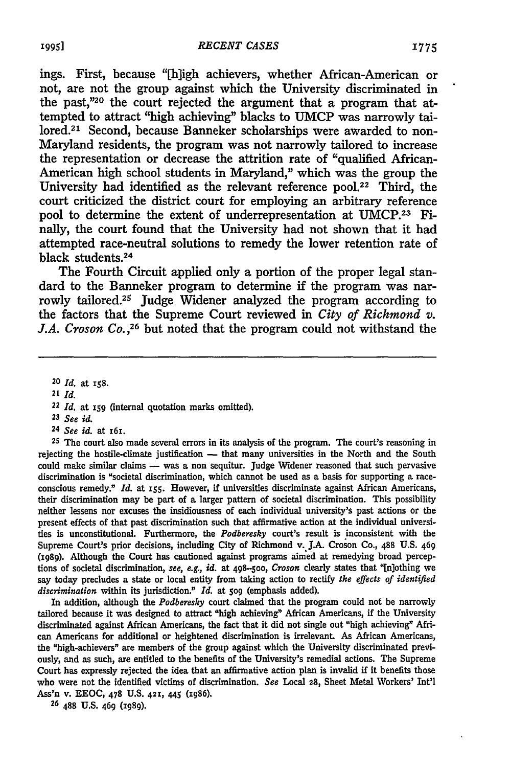ings. First, because "[h]igh achievers, whether African-American or not, are not the group against which the University discriminated in the past,"[20] the court rejected the argument that a program that attempted to attract "high achieving" blacks to UMCP was narrowly tailored.[21] Second, because Banneker scholarships were awarded to non-Maryland residents, the program was not narrowly tailored to increase the representation or decrease the attrition rate of "qualified African-American high school students in Maryland," which was the group the University had identified as the relevant reference pool.[22] Third, the court criticized the district court for employing an arbitrary reference pool to determine the extent of underrepresentation at UMCP.[23] Finally, the court found that the University had not shown that it had attempted race-neutral solutions to remedy the lower retention rate of black students.[24]

The Fourth Circuit applied only a portion of the proper legal standard to the Banneker program to determine if the program was narrowly tailored.[25] Judge Widener analyzed the program according to the factors that the Supreme Court reviewed in *City of Richmond v. J.A. Croson Co.*,[26] but noted that the program could not withstand the

---

[20] *Id.* at 158.

[21] *Id.*

[22] *Id.* at 159 (internal quotation marks omitted).

[23] *See id.*

[24] *See id.* at 161.

[25] The court also made several errors in its analysis of the program. The court's reasoning in rejecting the hostile-climate justification — that many universities in the North and the South could make similar claims — was a non sequitur. Judge Widener reasoned that such pervasive discrimination is "societal discrimination, which cannot be used as a basis for supporting a race-conscious remedy." *Id.* at 155. However, if universities discriminate against African Americans, their discrimination may be part of a larger pattern of societal discrimination. This possibility neither lessens nor excuses the insidiousness of each individual university's past actions or the present effects of that past discrimination such that affirmative action at the individual universities is unconstitutional. Furthermore, the *Podberesky* court's result is inconsistent with the Supreme Court's prior decisions, including City of Richmond v. J.A. Croson Co., 488 U.S. 469 (1989). Although the Court has cautioned against programs aimed at remedying broad perceptions of societal discrimination, *see, e.g., id.* at 498–500, *Croson* clearly states that "[n]othing we say today precludes a state or local entity from taking action to rectify *the effects of identified discrimination* within its jurisdiction." *Id.* at 509 (emphasis added).

In addition, although the *Podberesky* court claimed that the program could not be narrowly tailored because it was designed to attract "high achieving" African Americans, if the University discriminated against African Americans, the fact that it did not single out "high achieving" African Americans for additional or heightened discrimination is irrelevant. As African Americans, the "high-achievers" are members of the group against which the University discriminated previously, and as such, are entitled to the benefits of the University's remedial actions. The Supreme Court has expressly rejected the idea that an affirmative action plan is invalid if it benefits those who were not the identified victims of discrimination. *See* Local 28, Sheet Metal Workers' Int'l Ass'n v. EEOC, 478 U.S. 421, 445 (1986).

[26] 488 U.S. 469 (1989).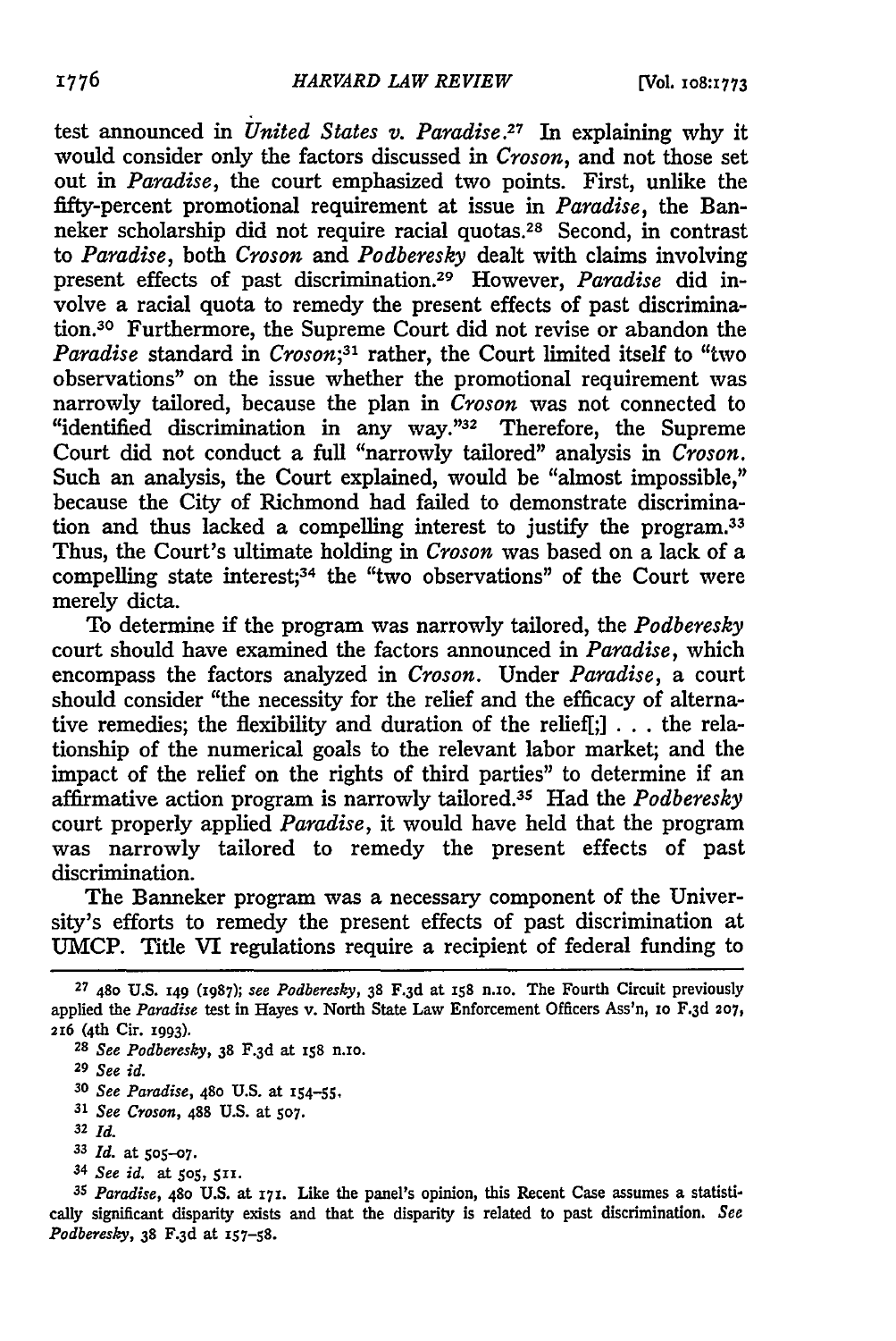test announced in *United States v. Paradise*.[27] In explaining why it would consider only the factors discussed in *Croson*, and not those set out in *Paradise*, the court emphasized two points. First, unlike the fifty-percent promotional requirement at issue in *Paradise*, the Banneker scholarship did not require racial quotas.[28] Second, in contrast to *Paradise*, both *Croson* and *Podberesky* dealt with claims involving present effects of past discrimination.[29] However, *Paradise* did involve a racial quota to remedy the present effects of past discrimination.[30] Furthermore, the Supreme Court did not revise or abandon the *Paradise* standard in *Croson*;[31] rather, the Court limited itself to "two observations" on the issue whether the promotional requirement was narrowly tailored, because the plan in *Croson* was not connected to "identified discrimination in any way."[32] Therefore, the Supreme Court did not conduct a full "narrowly tailored" analysis in *Croson*. Such an analysis, the Court explained, would be "almost impossible," because the City of Richmond had failed to demonstrate discrimination and thus lacked a compelling interest to justify the program.[33] Thus, the Court's ultimate holding in *Croson* was based on a lack of a compelling state interest;[34] the "two observations" of the Court were merely dicta.

To determine if the program was narrowly tailored, the *Podberesky* court should have examined the factors announced in *Paradise*, which encompass the factors analyzed in *Croson*. Under *Paradise*, a court should consider "the necessity for the relief and the efficacy of alternative remedies; the flexibility and duration of the relief[;] . . . the relationship of the numerical goals to the relevant labor market; and the impact of the relief on the rights of third parties" to determine if an affirmative action program is narrowly tailored.[35] Had the *Podberesky* court properly applied *Paradise*, it would have held that the program was narrowly tailored to remedy the present effects of past discrimination.

The Banneker program was a necessary component of the University's efforts to remedy the present effects of past discrimination at UMCP. Title VI regulations require a recipient of federal funding to

---

[27] 480 U.S. 149 (1987); *see Podberesky*, 38 F.3d at 158 n.10. The Fourth Circuit previously applied the *Paradise* test in Hayes v. North State Law Enforcement Officers Ass'n, 10 F.3d 207, 216 (4th Cir. 1993).

[28] *See Podberesky*, 38 F.3d at 158 n.10.

[29] *See id.*

[30] *See Paradise*, 480 U.S. at 154–55.

[31] *See Croson*, 488 U.S. at 507.

[32] *Id.*

[33] *Id.* at 505–07.

[34] *See id.* at 505, 511.

[35] *Paradise*, 480 U.S. at 171. Like the panel's opinion, this Recent Case assumes a statistically significant disparity exists and that the disparity is related to past discrimination. *See Podberesky*, 38 F.3d at 157–58.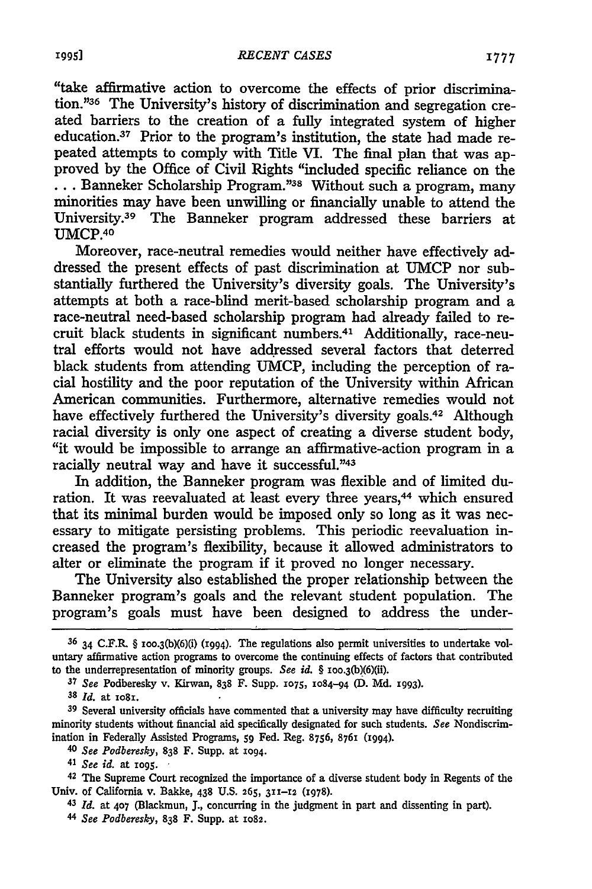"take affirmative action to overcome the effects of prior discrimination."[36] The University's history of discrimination and segregation created barriers to the creation of a fully integrated system of higher education.[37] Prior to the program's institution, the state had made repeated attempts to comply with Title VI. The final plan that was approved by the Office of Civil Rights "included specific reliance on the . . . Banneker Scholarship Program."[38] Without such a program, many minorities may have been unwilling or financially unable to attend the University.[39] The Banneker program addressed these barriers at UMCP.[40]

Moreover, race-neutral remedies would neither have effectively addressed the present effects of past discrimination at UMCP nor substantially furthered the University's diversity goals. The University's attempts at both a race-blind merit-based scholarship program and a race-neutral need-based scholarship program had already failed to recruit black students in significant numbers.[41] Additionally, race-neutral efforts would not have addressed several factors that deterred black students from attending UMCP, including the perception of racial hostility and the poor reputation of the University within African American communities. Furthermore, alternative remedies would not have effectively furthered the University's diversity goals.[42] Although racial diversity is only one aspect of creating a diverse student body, "it would be impossible to arrange an affirmative-action program in a racially neutral way and have it successful."[43]

In addition, the Banneker program was flexible and of limited duration. It was reevaluated at least every three years,[44] which ensured that its minimal burden would be imposed only so long as it was necessary to mitigate persisting problems. This periodic reevaluation increased the program's flexibility, because it allowed administrators to alter or eliminate the program if it proved no longer necessary.

The University also established the proper relationship between the Banneker program's goals and the relevant student population. The program's goals must have been designed to address the under-

---

[36] 34 C.F.R. § 100.3(b)(6)(i) (1994). The regulations also permit universities to undertake voluntary affirmative action programs to overcome the continuing effects of factors that contributed to the underrepresentation of minority groups. *See id.* § 100.3(b)(6)(ii).

[37] *See* Podberesky v. Kirwan, 838 F. Supp. 1075, 1084–94 (D. Md. 1993).

[38] *Id.* at 1081.

[39] Several university officials have commented that a university may have difficulty recruiting minority students without financial aid specifically designated for such students. *See* Nondiscrimination in Federally Assisted Programs, 59 Fed. Reg. 8756, 8761 (1994).

[40] *See Podberesky*, 838 F. Supp. at 1094.

[41] *See id.* at 1095.

[42] The Supreme Court recognized the importance of a diverse student body in Regents of the Univ. of California v. Bakke, 438 U.S. 265, 311–12 (1978).

[43] *Id.* at 407 (Blackmun, J., concurring in the judgment in part and dissenting in part).

[44] *See Podberesky*, 838 F. Supp. at 1082.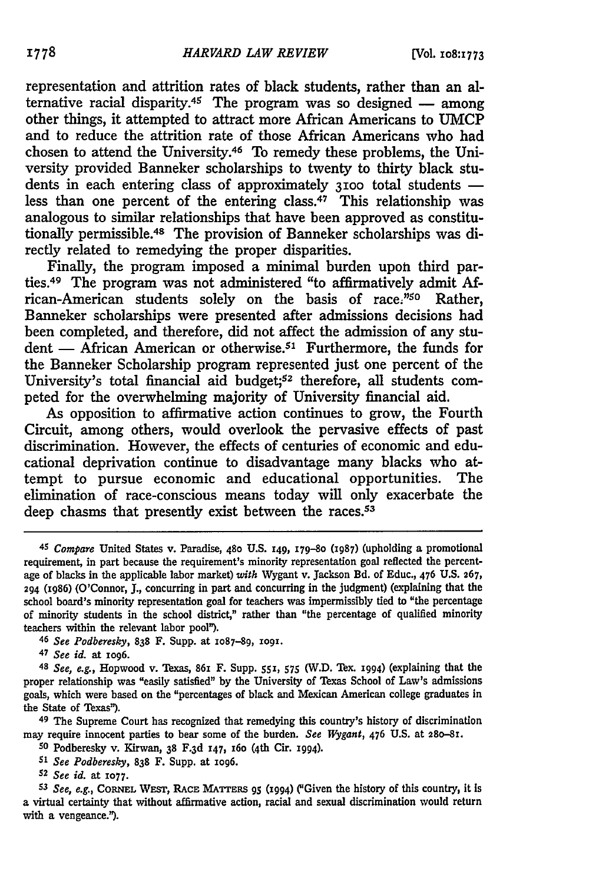representation and attrition rates of black students, rather than an alternative racial disparity.[45] The program was so designed — among other things, it attempted to attract more African Americans to UMCP and to reduce the attrition rate of those African Americans who had chosen to attend the University.[46] To remedy these problems, the University provided Banneker scholarships to twenty to thirty black students in each entering class of approximately 3100 total students — less than one percent of the entering class.[47] This relationship was analogous to similar relationships that have been approved as constitutionally permissible.[48] The provision of Banneker scholarships was directly related to remedying the proper disparities.

Finally, the program imposed a minimal burden upon third parties.[49] The program was not administered "to affirmatively admit African-American students solely on the basis of race."[50] Rather, Banneker scholarships were presented after admissions decisions had been completed, and therefore, did not affect the admission of any student — African American or otherwise.[51] Furthermore, the funds for the Banneker Scholarship program represented just one percent of the University's total financial aid budget;[52] therefore, all students competed for the overwhelming majority of University financial aid.

As opposition to affirmative action continues to grow, the Fourth Circuit, among others, would overlook the pervasive effects of past discrimination. However, the effects of centuries of economic and educational deprivation continue to disadvantage many blacks who attempt to pursue economic and educational opportunities. The elimination of race-conscious means today will only exacerbate the deep chasms that presently exist between the races.[53]

---

[45] *Compare* United States v. Paradise, 480 U.S. 149, 179–80 (1987) (upholding a promotional requirement, in part because the requirement's minority representation goal reflected the percentage of blacks in the applicable labor market) *with* Wygant v. Jackson Bd. of Educ., 476 U.S. 267, 294 (1986) (O'Connor, J., concurring in part and concurring in the judgment) (explaining that the school board's minority representation goal for teachers was impermissibly tied to "the percentage of minority students in the school district," rather than "the percentage of qualified minority teachers within the relevant labor pool").

[46] *See Podberesky*, 838 F. Supp. at 1087–89, 1091.

[47] *See id.* at 1096.

[48] *See, e.g.*, Hopwood v. Texas, 861 F. Supp. 551, 575 (W.D. Tex. 1994) (explaining that the proper relationship was "easily satisfied" by the University of Texas School of Law's admissions goals, which were based on the "percentages of black and Mexican American college graduates in the State of Texas").

[49] The Supreme Court has recognized that remedying this country's history of discrimination may require innocent parties to bear some of the burden. *See Wygant*, 476 U.S. at 280–81.

[50] Podberesky v. Kirwan, 38 F.3d 147, 160 (4th Cir. 1994).

[51] *See Podberesky*, 838 F. Supp. at 1096.

[52] *See id.* at 1077.

[53] *See, e.g.*, CORNEL WEST, RACE MATTERS 95 (1994) ("Given the history of this country, it is a virtual certainty that without affirmative action, racial and sexual discrimination would return with a vengeance.").